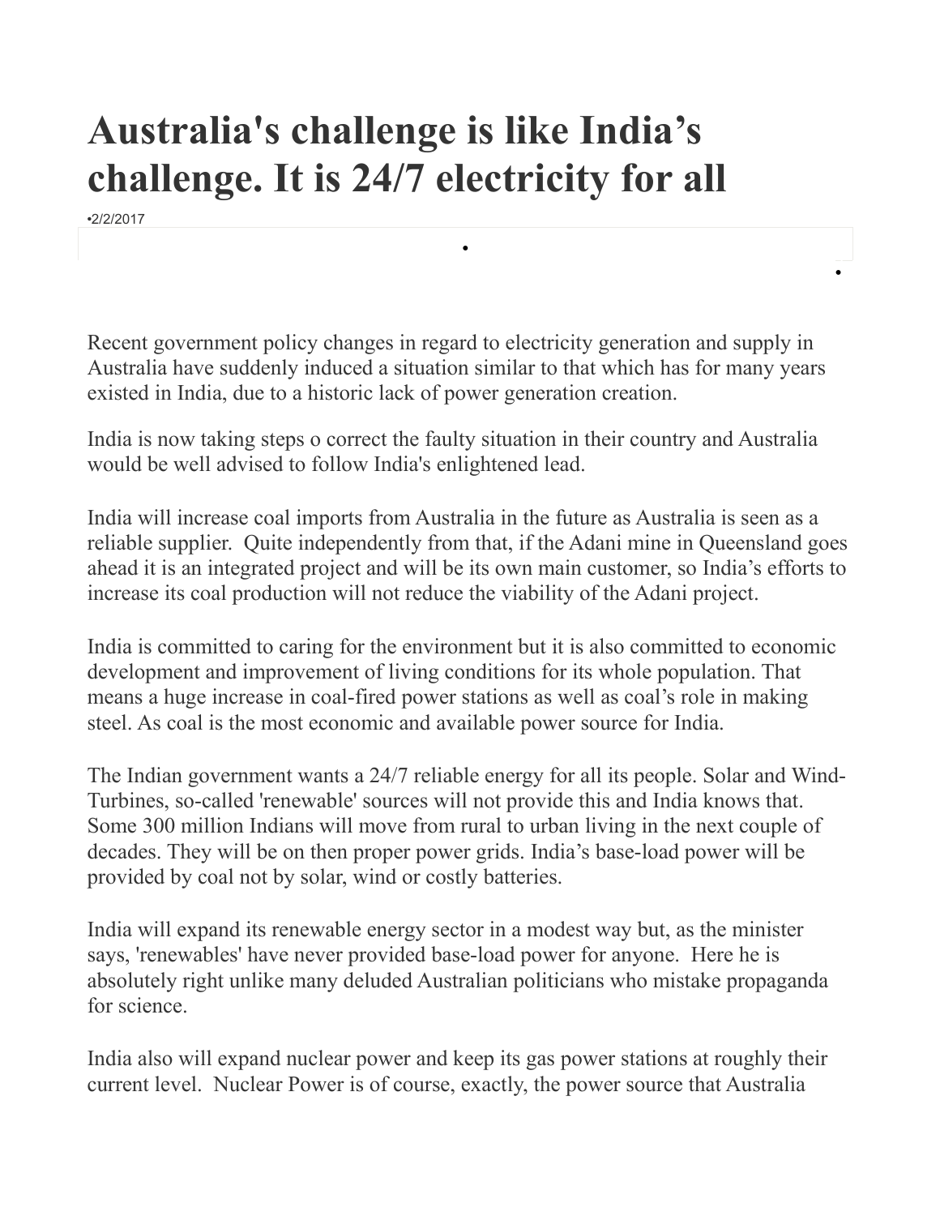# Australia's challenge is like India's challenge. It is 24/7 electricity for all

•2/2/2017

Recent government policy changes in regard to electricity generation and supply in Australia have suddenly induced a situation similar to that which has for many years existed in India, due to a historic lack of power generation creation.

India is now taking steps o correct the faulty situation in their country and Australia would be well advised to follow India's enlightened lead.

India will increase coal imports from Australia in the future as Australia is seen as a reliable supplier. Quite independently from that, if the Adani mine in Queensland goes ahead it is an integrated project and will be its own main customer, so India's efforts to increase its coal production will not reduce the viability of the Adani project.

India is committed to caring for the environment but it is also committed to economic development and improvement of living conditions for its whole population. That means a huge increase in coal-fired power stations as well as coal's role in making steel. As coal is the most economic and available power source for India.

The Indian government wants a 24/7 reliable energy for all its people. Solar and Wind-Turbines, so-called 'renewable' sources will not provide this and India knows that. Some 300 million Indians will move from rural to urban living in the next couple of decades. They will be on then proper power grids. India's base-load power will be provided by coal not by solar, wind or costly batteries.

India will expand its renewable energy sector in a modest way but, as the minister says, 'renewables' have never provided base-load power for anyone. Here he is absolutely right unlike many deluded Australian politicians who mistake propaganda for science.

India also will expand nuclear power and keep its gas power stations at roughly their current level. Nuclear Power is of course, exactly, the power source that Australia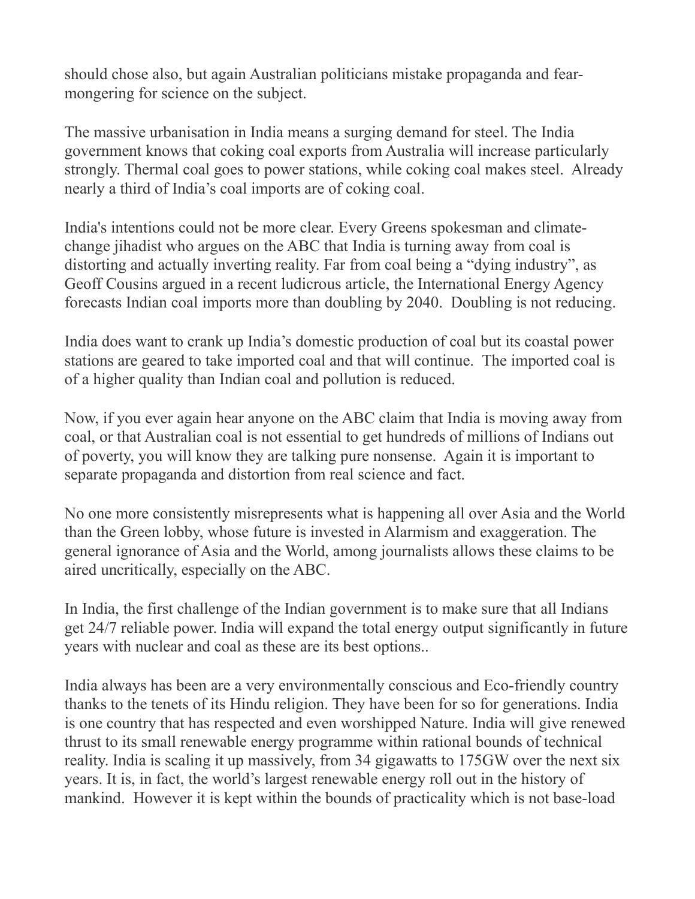should chose also, but again Australian politicians mistake propaganda and fear-mongering for science on the subject.

The massive urbanisation in India means a surging demand for steel. The India government knows that coking coal exports from Australia will increase particularly strongly. Thermal coal goes to power stations, while coking coal makes steel. Already nearly a third of India's coal imports are of coking coal.

India's intentions could not be more clear. Every Greens spokesman and climate-change jihadist who argues on the ABC that India is turning away from coal is distorting and actually inverting reality. Far from coal being a "dying industry", as Geoff Cousins argued in a recent ludicrous article, the International Energy Agency forecasts Indian coal imports more than doubling by 2040. Doubling is not reducing.

India does want to crank up India's domestic production of coal but its coastal power stations are geared to take imported coal and that will continue. The imported coal is of a higher quality than Indian coal and pollution is reduced.

Now, if you ever again hear anyone on the ABC claim that India is moving away from coal, or that Australian coal is not essential to get hundreds of millions of Indians out of poverty, you will know they are talking pure nonsense. Again it is important to separate propaganda and distortion from real science and fact.

No one more consistently misrepresents what is happening all over Asia and the World than the Green lobby, whose future is invested in Alarmism and exaggeration. The general ignorance of Asia and the World, among journalists allows these claims to be aired uncritically, especially on the ABC.

In India, the first challenge of the Indian government is to make sure that all Indians get 24/7 reliable power. India will expand the total energy output significantly in future years with nuclear and coal as these are its best options..

India always has been are a very environmentally conscious and Eco-friendly country thanks to the tenets of its Hindu religion. They have been for so for generations. India is one country that has respected and even worshipped Nature. India will give renewed thrust to its small renewable energy programme within rational bounds of technical reality. India is scaling it up massively, from 34 gigawatts to 175GW over the next six years. It is, in fact, the world's largest renewable energy roll out in the history of mankind. However it is kept within the bounds of practicality which is not base-load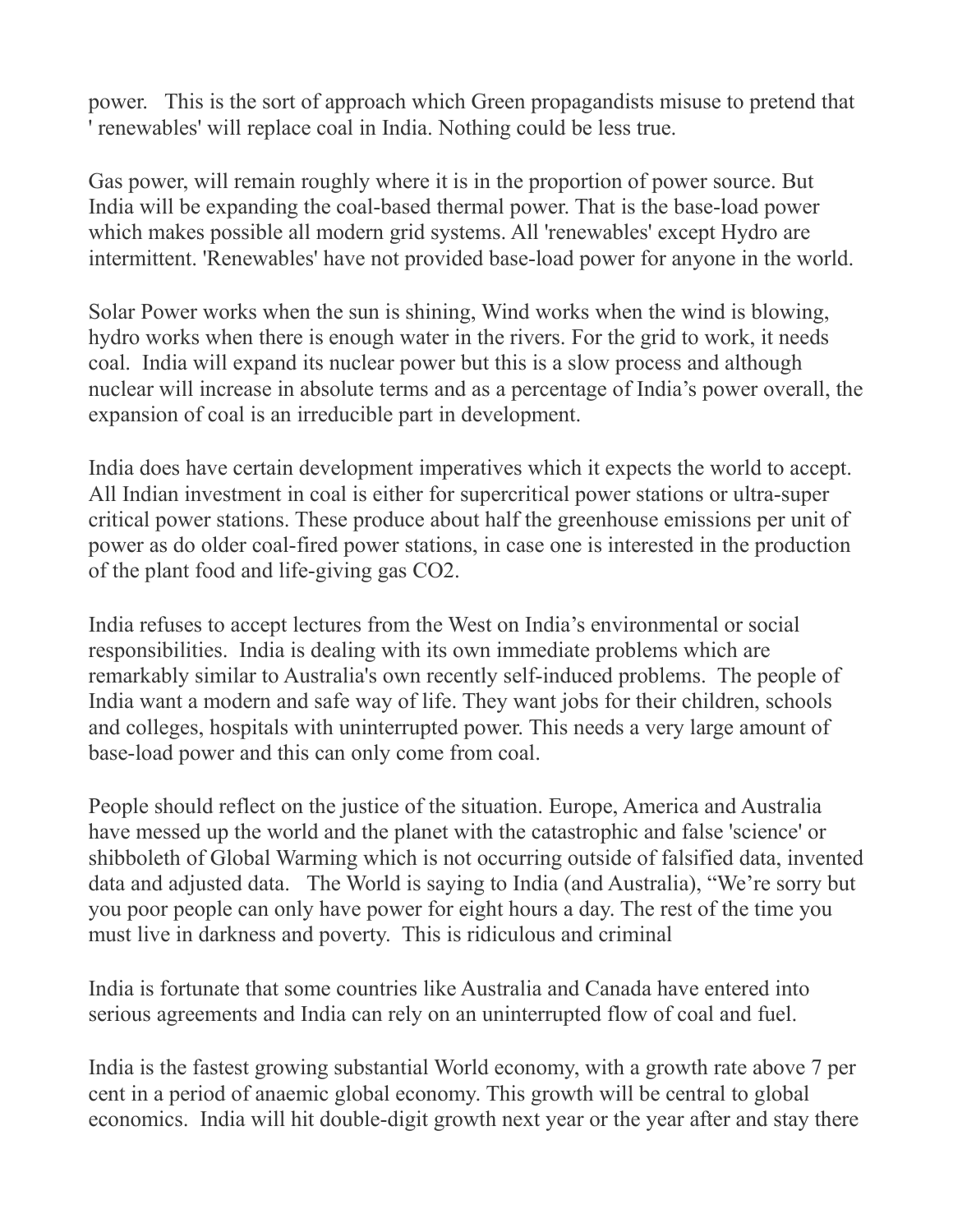power. This is the sort of approach which Green propagandists misuse to pretend that ' renewables' will replace coal in India. Nothing could be less true.

Gas power, will remain roughly where it is in the proportion of power source. But India will be expanding the coal-based thermal power. That is the base-load power which makes possible all modern grid systems. All 'renewables' except Hydro are intermittent. 'Renewables' have not provided base-load power for anyone in the world.

Solar Power works when the sun is shining, Wind works when the wind is blowing, hydro works when there is enough water in the rivers. For the grid to work, it needs coal. India will expand its nuclear power but this is a slow process and although nuclear will increase in absolute terms and as a percentage of India's power overall, the expansion of coal is an irreducible part in development.

India does have certain development imperatives which it expects the world to accept. All Indian investment in coal is either for supercritical power stations or ultra-super critical power stations. These produce about half the greenhouse emissions per unit of power as do older coal-fired power stations, in case one is interested in the production of the plant food and life-giving gas $CO_2$.

India refuses to accept lectures from the West on India's environmental or social responsibilities. India is dealing with its own immediate problems which are remarkably similar to Australia's own recently self-induced problems. The people of India want a modern and safe way of life. They want jobs for their children, schools and colleges, hospitals with uninterrupted power. This needs a very large amount of base-load power and this can only come from coal.

People should reflect on the justice of the situation. Europe, America and Australia have messed up the world and the planet with the catastrophic and false 'science' or shibboleth of Global Warming which is not occurring outside of falsified data, invented data and adjusted data. The World is saying to India (and Australia), "We're sorry but you poor people can only have power for eight hours a day. The rest of the time you must live in darkness and poverty. This is ridiculous and criminal

India is fortunate that some countries like Australia and Canada have entered into serious agreements and India can rely on an uninterrupted flow of coal and fuel.

India is the fastest growing substantial World economy, with a growth rate above 7 per cent in a period of anaemic global economy. This growth will be central to global economics. India will hit double-digit growth next year or the year after and stay there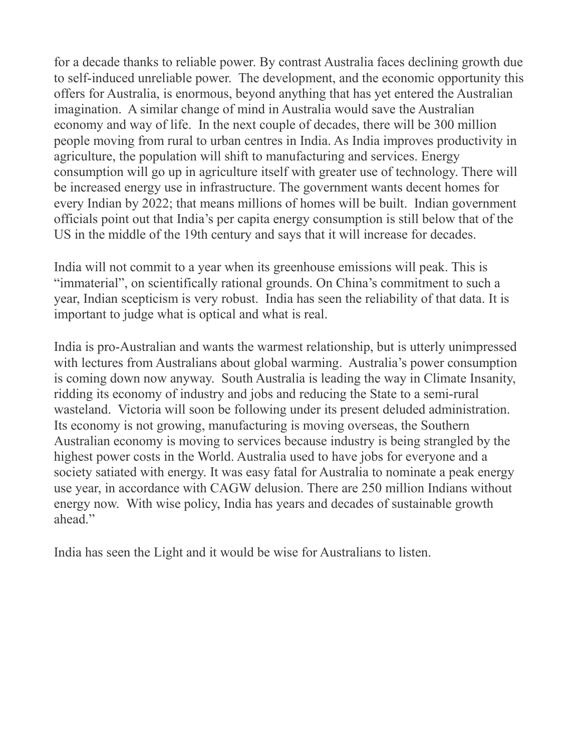for a decade thanks to reliable power. By contrast Australia faces declining growth due to self-induced unreliable power. The development, and the economic opportunity this offers for Australia, is enormous, beyond anything that has yet entered the Australian imagination. A similar change of mind in Australia would save the Australian economy and way of life. In the next couple of decades, there will be 300 million people moving from rural to urban centres in India. As India improves productivity in agriculture, the population will shift to manufacturing and services. Energy consumption will go up in agriculture itself with greater use of technology. There will be increased energy use in infrastructure. The government wants decent homes for every Indian by 2022; that means millions of homes will be built. Indian government officials point out that India's per capita energy consumption is still below that of the US in the middle of the 19th century and says that it will increase for decades.

India will not commit to a year when its greenhouse emissions will peak. This is "immaterial", on scientifically rational grounds. On China's commitment to such a year, Indian scepticism is very robust. India has seen the reliability of that data. It is important to judge what is optical and what is real.

India is pro-Australian and wants the warmest relationship, but is utterly unimpressed with lectures from Australians about global warming. Australia's power consumption is coming down now anyway. South Australia is leading the way in Climate Insanity, ridding its economy of industry and jobs and reducing the State to a semi-rural wasteland. Victoria will soon be following under its present deluded administration. Its economy is not growing, manufacturing is moving overseas, the Southern Australian economy is moving to services because industry is being strangled by the highest power costs in the World. Australia used to have jobs for everyone and a society satiated with energy. It was easy fatal for Australia to nominate a peak energy use year, in accordance with CAGW delusion. There are 250 million Indians without energy now. With wise policy, India has years and decades of sustainable growth ahead."

India has seen the Light and it would be wise for Australians to listen.